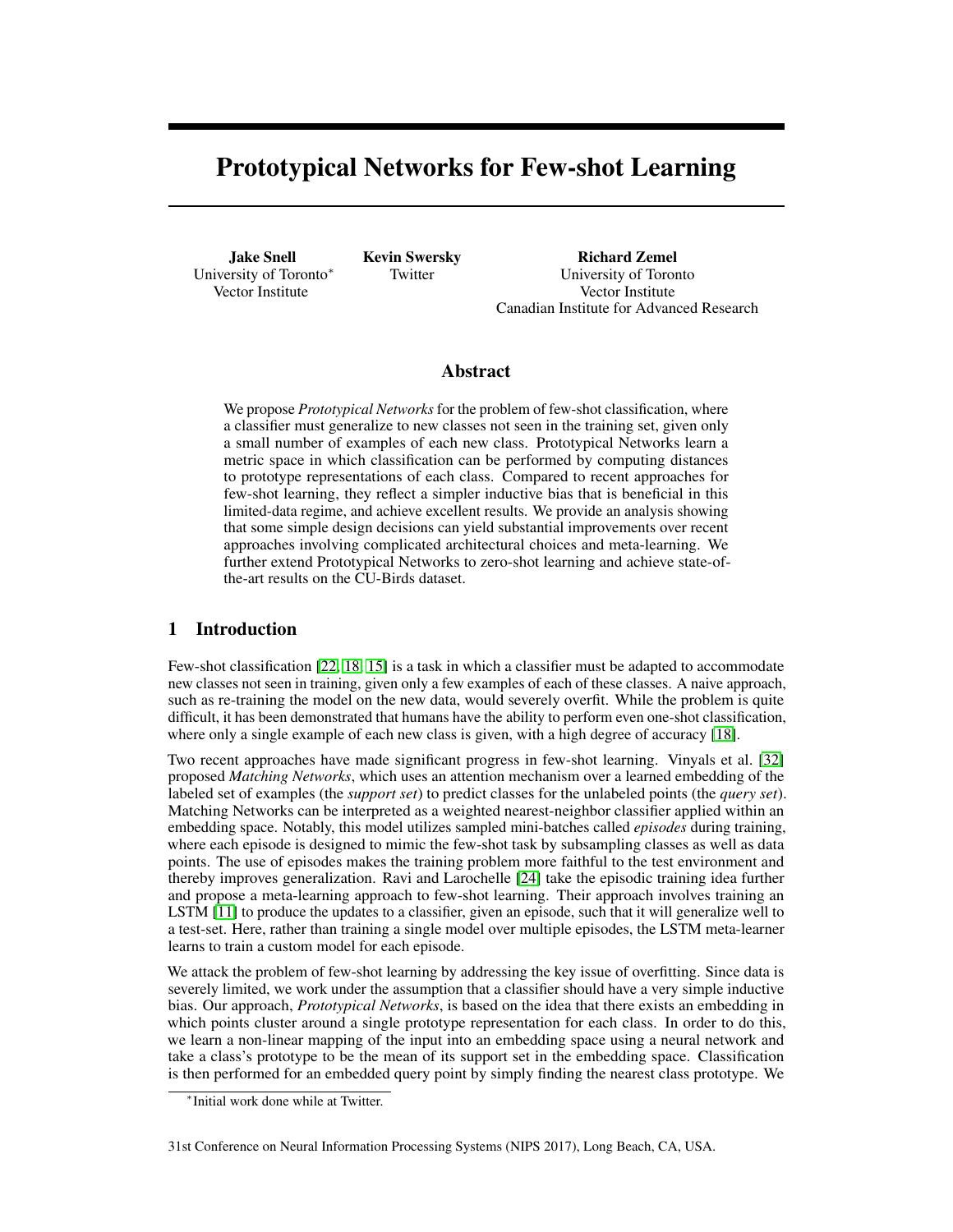# Prototypical Networks for Few-shot Learning

**Jake Snell**
University of Toronto[*]
Vector Institute

**Kevin Swersky**
Twitter

**Richard Zemel**
University of Toronto
Vector Institute
Canadian Institute for Advanced Research

## Abstract

We propose *Prototypical Networks* for the problem of few-shot classification, where a classifier must generalize to new classes not seen in the training set, given only a small number of examples of each new class. Prototypical Networks learn a metric space in which classification can be performed by computing distances to prototype representations of each class. Compared to recent approaches for few-shot learning, they reflect a simpler inductive bias that is beneficial in this limited-data regime, and achieve excellent results. We provide an analysis showing that some simple design decisions can yield substantial improvements over recent approaches involving complicated architectural choices and meta-learning. We further extend Prototypical Networks to zero-shot learning and achieve state-of-the-art results on the CU-Birds dataset.

## 1 Introduction

Few-shot classification [22, 18, 15] is a task in which a classifier must be adapted to accommodate new classes not seen in training, given only a few examples of each of these classes. A naive approach, such as re-training the model on the new data, would severely overfit. While the problem is quite difficult, it has been demonstrated that humans have the ability to perform even one-shot classification, where only a single example of each new class is given, with a high degree of accuracy [18].

Two recent approaches have made significant progress in few-shot learning. Vinyals et al. [32] proposed *Matching Networks*, which uses an attention mechanism over a learned embedding of the labeled set of examples (the *support set*) to predict classes for the unlabeled points (the *query set*). Matching Networks can be interpreted as a weighted nearest-neighbor classifier applied within an embedding space. Notably, this model utilizes sampled mini-batches called *episodes* during training, where each episode is designed to mimic the few-shot task by subsampling classes as well as data points. The use of episodes makes the training problem more faithful to the test environment and thereby improves generalization. Ravi and Larochelle [24] take the episodic training idea further and propose a meta-learning approach to few-shot learning. Their approach involves training an LSTM [11] to produce the updates to a classifier, given an episode, such that it will generalize well to a test-set. Here, rather than training a single model over multiple episodes, the LSTM meta-learner learns to train a custom model for each episode.

We attack the problem of few-shot learning by addressing the key issue of overfitting. Since data is severely limited, we work under the assumption that a classifier should have a very simple inductive bias. Our approach, *Prototypical Networks*, is based on the idea that there exists an embedding in which points cluster around a single prototype representation for each class. In order to do this, we learn a non-linear mapping of the input into an embedding space using a neural network and take a class's prototype to be the mean of its support set in the embedding space. Classification is then performed for an embedded query point by simply finding the nearest class prototype. We

[*]Initial work done while at Twitter.

31st Conference on Neural Information Processing Systems (NIPS 2017), Long Beach, CA, USA.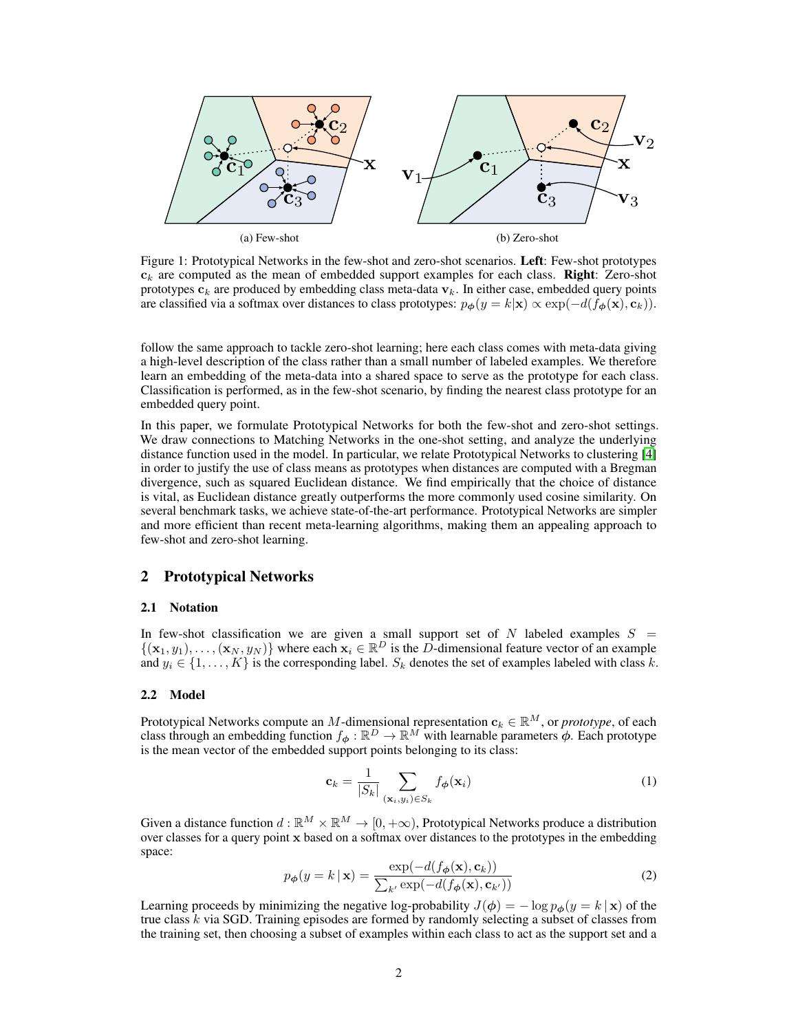(a) Few-shot

(b) Zero-shot

Figure 1: Prototypical Networks in the few-shot and zero-shot scenarios. **Left**: Few-shot prototypes $\mathbf{c}_k$ are computed as the mean of embedded support examples for each class. **Right**: Zero-shot prototypes $\mathbf{c}_k$ are produced by embedding class meta-data $\mathbf{v}_k$. In either case, embedded query points are classified via a softmax over distances to class prototypes: $p_{\boldsymbol{\phi}}(y = k|\mathbf{x}) \propto \exp(-d(f_{\boldsymbol{\phi}}(\mathbf{x}), \mathbf{c}_k))$.

follow the same approach to tackle zero-shot learning; here each class comes with meta-data giving a high-level description of the class rather than a small number of labeled examples. We therefore learn an embedding of the meta-data into a shared space to serve as the prototype for each class. Classification is performed, as in the few-shot scenario, by finding the nearest class prototype for an embedded query point.

In this paper, we formulate Prototypical Networks for both the few-shot and zero-shot settings. We draw connections to Matching Networks in the one-shot setting, and analyze the underlying distance function used in the model. In particular, we relate Prototypical Networks to clustering [4] in order to justify the use of class means as prototypes when distances are computed with a Bregman divergence, such as squared Euclidean distance. We find empirically that the choice of distance is vital, as Euclidean distance greatly outperforms the more commonly used cosine similarity. On several benchmark tasks, we achieve state-of-the-art performance. Prototypical Networks are simpler and more efficient than recent meta-learning algorithms, making them an appealing approach to few-shot and zero-shot learning.

## 2 Prototypical Networks

### 2.1 Notation

In few-shot classification we are given a small support set of $N$ labeled examples $S = \{(\mathbf{x}_1, y_1), \ldots, (\mathbf{x}_N, y_N)\}$ where each $\mathbf{x}_i \in \mathbb{R}^D$ is the $D$-dimensional feature vector of an example and $y_i \in \{1, \ldots, K\}$ is the corresponding label. $S_k$ denotes the set of examples labeled with class $k$.

### 2.2 Model

Prototypical Networks compute an $M$-dimensional representation $\mathbf{c}_k \in \mathbb{R}^M$, or *prototype*, of each class through an embedding function $f_{\boldsymbol{\phi}} : \mathbb{R}^D \to \mathbb{R}^M$ with learnable parameters $\boldsymbol{\phi}$. Each prototype is the mean vector of the embedded support points belonging to its class:

$$\mathbf{c}_k = \frac{1}{|S_k|} \sum_{(\mathbf{x}_i, y_i) \in S_k} f_{\boldsymbol{\phi}}(\mathbf{x}_i) \tag{1}$$

Given a distance function $d : \mathbb{R}^M \times \mathbb{R}^M \to [0, +\infty)$, Prototypical Networks produce a distribution over classes for a query point $\mathbf{x}$ based on a softmax over distances to the prototypes in the embedding space:

$$p_{\boldsymbol{\phi}}(y = k \,|\, \mathbf{x}) = \frac{\exp(-d(f_{\boldsymbol{\phi}}(\mathbf{x}), \mathbf{c}_k))}{\sum_{k'} \exp(-d(f_{\boldsymbol{\phi}}(\mathbf{x}), \mathbf{c}_{k'}))} \tag{2}$$

Learning proceeds by minimizing the negative log-probability $J(\boldsymbol{\phi}) = -\log p_{\boldsymbol{\phi}}(y = k \,|\, \mathbf{x})$ of the true class $k$ via SGD. Training episodes are formed by randomly selecting a subset of classes from the training set, then choosing a subset of examples within each class to act as the support set and a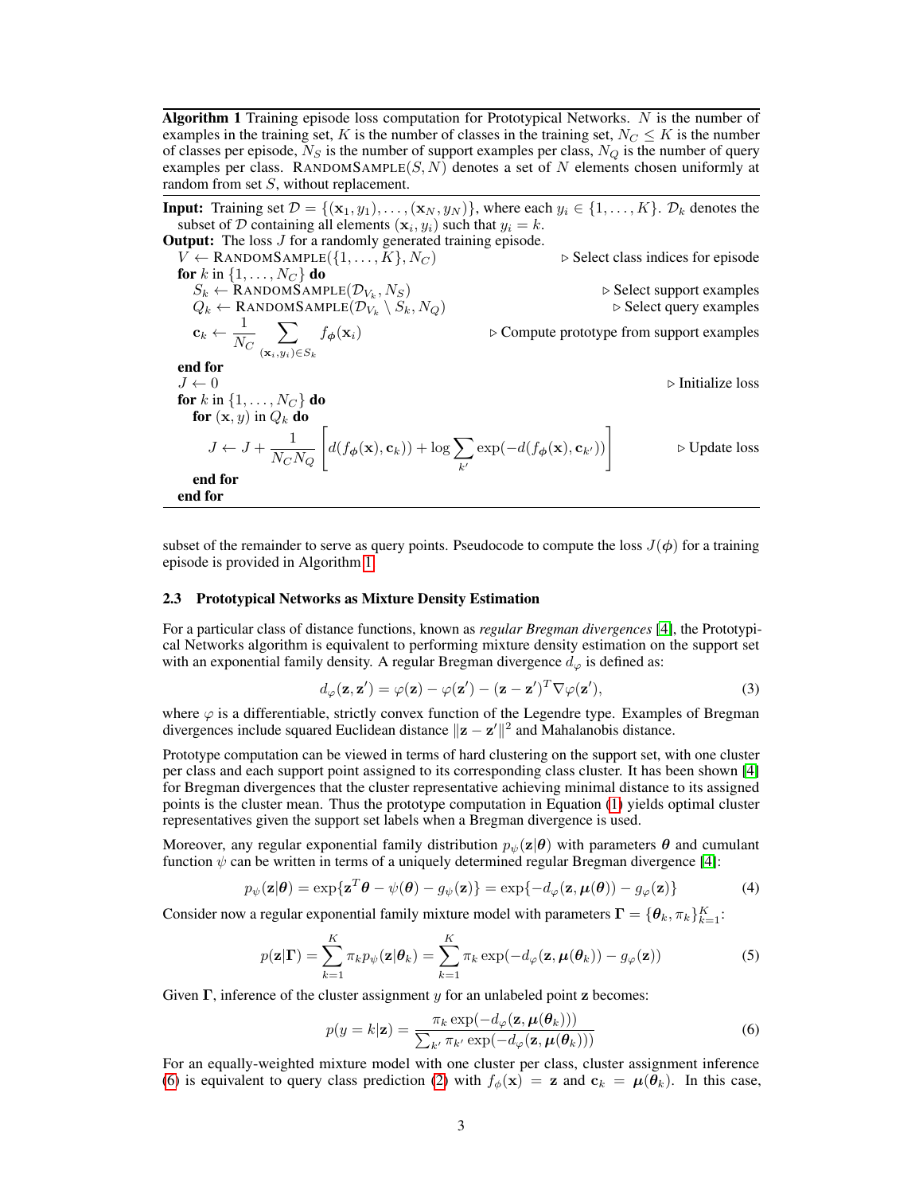**Algorithm 1** Training episode loss computation for Prototypical Networks. $N$ is the number of examples in the training set, $K$ is the number of classes in the training set, $N_C \leq K$ is the number of classes per episode, $N_S$ is the number of support examples per class, $N_Q$ is the number of query examples per class. RANDOMSAMPLE$(S, N)$ denotes a set of $N$ elements chosen uniformly at random from set $S$, without replacement.

**Input:** Training set $\mathcal{D} = \{(\mathbf{x}_1, y_1), \ldots, (\mathbf{x}_N, y_N)\}$, where each $y_i \in \{1, \ldots, K\}$. $\mathcal{D}_k$ denotes the subset of $\mathcal{D}$ containing all elements $(\mathbf{x}_i, y_i)$ such that $y_i = k$.

**Output:** The loss $J$ for a randomly generated training episode.

```
V ← RANDOMSAMPLE({1, ..., K}, N_C)                          ▷ Select class indices for episode
for k in {1, ..., N_C} do
    S_k ← RANDOMSAMPLE(D_{V_k}, N_S)                        ▷ Select support examples
    Q_k ← RANDOMSAMPLE(D_{V_k} \ S_k, N_Q)                  ▷ Select query examples
    c_k ← (1/N_C) Σ_{(x_i, y_i) ∈ S_k} f_φ(x_i)             ▷ Compute prototype from support examples
end for
J ← 0                                                       ▷ Initialize loss
for k in {1, ..., N_C} do
    for (x, y) in Q_k do
        J ← J + 1/(N_C N_Q) [ d(f_φ(x), c_k)) + log Σ_{k'} exp(−d(f_φ(x), c_{k'})) ]   ▷ Update loss
    end for
end for
```

where

$$\mathbf{c}_k \leftarrow \frac{1}{N_C} \sum_{(\mathbf{x}_i, y_i) \in S_k} f_{\boldsymbol{\phi}}(\mathbf{x}_i)$$

$$J \leftarrow J + \frac{1}{N_C N_Q} \left[ d(f_{\boldsymbol{\phi}}(\mathbf{x}), \mathbf{c}_k)) + \log \sum_{k'} \exp(-d(f_{\boldsymbol{\phi}}(\mathbf{x}), \mathbf{c}_{k'})) \right]$$

subset of the remainder to serve as query points. Pseudocode to compute the loss $J(\boldsymbol{\phi})$ for a training episode is provided in Algorithm 1.

### 2.3 Prototypical Networks as Mixture Density Estimation

For a particular class of distance functions, known as *regular Bregman divergences* [4], the Prototypical Networks algorithm is equivalent to performing mixture density estimation on the support set with an exponential family density. A regular Bregman divergence $d_\varphi$ is defined as:

$$d_\varphi(\mathbf{z}, \mathbf{z}') = \varphi(\mathbf{z}) - \varphi(\mathbf{z}') - (\mathbf{z} - \mathbf{z}')^T \nabla \varphi(\mathbf{z}'), \tag{3}$$

where $\varphi$ is a differentiable, strictly convex function of the Legendre type. Examples of Bregman divergences include squared Euclidean distance $\|\mathbf{z} - \mathbf{z}'\|^2$ and Mahalanobis distance.

Prototype computation can be viewed in terms of hard clustering on the support set, with one cluster per class and each support point assigned to its corresponding class cluster. It has been shown [4] for Bregman divergences that the cluster representative achieving minimal distance to its assigned points is the cluster mean. Thus the prototype computation in Equation (1) yields optimal cluster representatives given the support set labels when a Bregman divergence is used.

Moreover, any regular exponential family distribution $p_\psi(\mathbf{z}|\boldsymbol{\theta})$ with parameters $\boldsymbol{\theta}$ and cumulant function $\psi$ can be written in terms of a uniquely determined regular Bregman divergence [4]:

$$p_\psi(\mathbf{z}|\boldsymbol{\theta}) = \exp\{\mathbf{z}^T \boldsymbol{\theta} - \psi(\boldsymbol{\theta}) - g_\psi(\mathbf{z})\} = \exp\{-d_\varphi(\mathbf{z}, \boldsymbol{\mu}(\boldsymbol{\theta})) - g_\varphi(\mathbf{z})\} \tag{4}$$

Consider now a regular exponential family mixture model with parameters $\boldsymbol{\Gamma} = \{\boldsymbol{\theta}_k, \pi_k\}_{k=1}^K$:

$$p(\mathbf{z}|\boldsymbol{\Gamma}) = \sum_{k=1}^{K} \pi_k p_\psi(\mathbf{z}|\boldsymbol{\theta}_k) = \sum_{k=1}^{K} \pi_k \exp(-d_\varphi(\mathbf{z}, \boldsymbol{\mu}(\boldsymbol{\theta}_k)) - g_\varphi(\mathbf{z})) \tag{5}$$

Given $\boldsymbol{\Gamma}$, inference of the cluster assignment $y$ for an unlabeled point $\mathbf{z}$ becomes:

$$p(y = k|\mathbf{z}) = \frac{\pi_k \exp(-d_\varphi(\mathbf{z}, \boldsymbol{\mu}(\boldsymbol{\theta}_k)))}{\sum_{k'} \pi_{k'} \exp(-d_\varphi(\mathbf{z}, \boldsymbol{\mu}(\boldsymbol{\theta}_k)))} \tag{6}$$

For an equally-weighted mixture model with one cluster per class, cluster assignment inference (6) is equivalent to query class prediction (2) with $f_\phi(\mathbf{x}) = \mathbf{z}$ and $\mathbf{c}_k = \boldsymbol{\mu}(\boldsymbol{\theta}_k)$. In this case,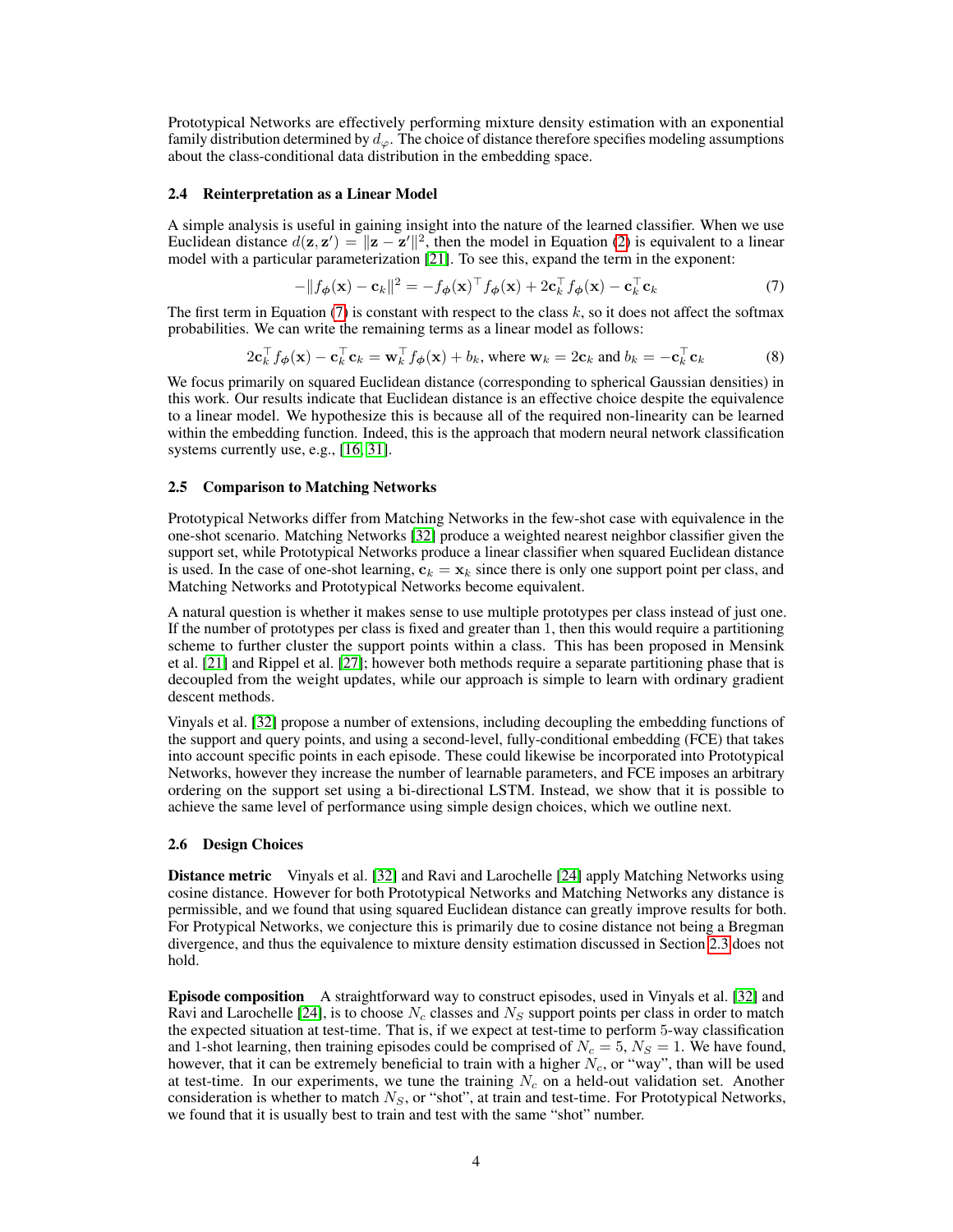Prototypical Networks are effectively performing mixture density estimation with an exponential family distribution determined by $d_\varphi$. The choice of distance therefore specifies modeling assumptions about the class-conditional data distribution in the embedding space.

### 2.4 Reinterpretation as a Linear Model

A simple analysis is useful in gaining insight into the nature of the learned classifier. When we use Euclidean distance $d(\mathbf{z}, \mathbf{z}') = \|\mathbf{z} - \mathbf{z}'\|^2$, then the model in Equation (2) is equivalent to a linear model with a particular parameterization [21]. To see this, expand the term in the exponent:

$$-\|f_\phi(\mathbf{x}) - \mathbf{c}_k\|^2 = -f_\phi(\mathbf{x})^\top f_\phi(\mathbf{x}) + 2\mathbf{c}_k^\top f_\phi(\mathbf{x}) - \mathbf{c}_k^\top \mathbf{c}_k \tag{7}$$

The first term in Equation (7) is constant with respect to the class $k$, so it does not affect the softmax probabilities. We can write the remaining terms as a linear model as follows:

$$2\mathbf{c}_k^\top f_\phi(\mathbf{x}) - \mathbf{c}_k^\top \mathbf{c}_k = \mathbf{w}_k^\top f_\phi(\mathbf{x}) + b_k, \text{ where } \mathbf{w}_k = 2\mathbf{c}_k \text{ and } b_k = -\mathbf{c}_k^\top \mathbf{c}_k \tag{8}$$

We focus primarily on squared Euclidean distance (corresponding to spherical Gaussian densities) in this work. Our results indicate that Euclidean distance is an effective choice despite the equivalence to a linear model. We hypothesize this is because all of the required non-linearity can be learned within the embedding function. Indeed, this is the approach that modern neural network classification systems currently use, e.g., [16, 31].

### 2.5 Comparison to Matching Networks

Prototypical Networks differ from Matching Networks in the few-shot case with equivalence in the one-shot scenario. Matching Networks [32] produce a weighted nearest neighbor classifier given the support set, while Prototypical Networks produce a linear classifier when squared Euclidean distance is used. In the case of one-shot learning, $\mathbf{c}_k = \mathbf{x}_k$ since there is only one support point per class, and Matching Networks and Prototypical Networks become equivalent.

A natural question is whether it makes sense to use multiple prototypes per class instead of just one. If the number of prototypes per class is fixed and greater than 1, then this would require a partitioning scheme to further cluster the support points within a class. This has been proposed in Mensink et al. [21] and Rippel et al. [27]; however both methods require a separate partitioning phase that is decoupled from the weight updates, while our approach is simple to learn with ordinary gradient descent methods.

Vinyals et al. [32] propose a number of extensions, including decoupling the embedding functions of the support and query points, and using a second-level, fully-conditional embedding (FCE) that takes into account specific points in each episode. These could likewise be incorporated into Prototypical Networks, however they increase the number of learnable parameters, and FCE imposes an arbitrary ordering on the support set using a bi-directional LSTM. Instead, we show that it is possible to achieve the same level of performance using simple design choices, which we outline next.

### 2.6 Design Choices

**Distance metric** Vinyals et al. [32] and Ravi and Larochelle [24] apply Matching Networks using cosine distance. However for both Prototypical Networks and Matching Networks any distance is permissible, and we found that using squared Euclidean distance can greatly improve results for both. For Protypical Networks, we conjecture this is primarily due to cosine distance not being a Bregman divergence, and thus the equivalence to mixture density estimation discussed in Section 2.3 does not hold.

**Episode composition** A straightforward way to construct episodes, used in Vinyals et al. [32] and Ravi and Larochelle [24], is to choose $N_c$ classes and $N_S$ support points per class in order to match the expected situation at test-time. That is, if we expect at test-time to perform 5-way classification and 1-shot learning, then training episodes could be comprised of $N_c = 5$, $N_S = 1$. We have found, however, that it can be extremely beneficial to train with a higher $N_c$, or "way", than will be used at test-time. In our experiments, we tune the training $N_c$ on a held-out validation set. Another consideration is whether to match $N_S$, or "shot", at train and test-time. For Prototypical Networks, we found that it is usually best to train and test with the same "shot" number.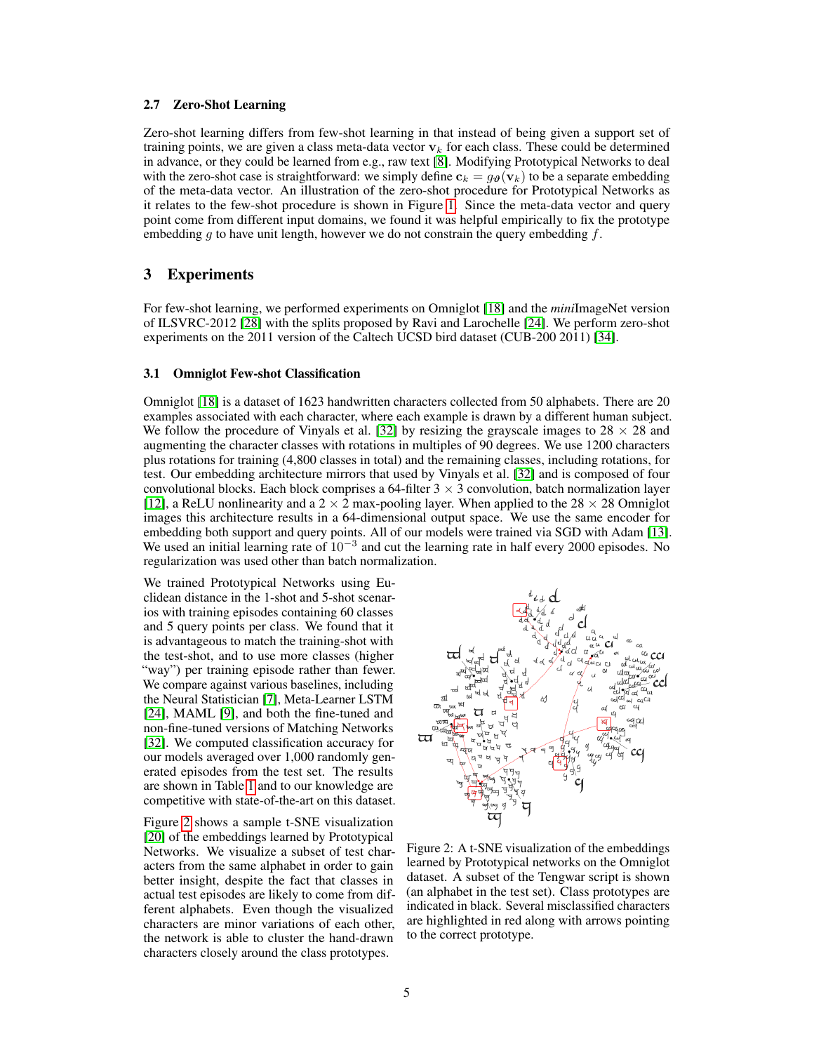### 2.7 Zero-Shot Learning

Zero-shot learning differs from few-shot learning in that instead of being given a support set of training points, we are given a class meta-data vector $\mathbf{v}_k$ for each class. These could be determined in advance, or they could be learned from e.g., raw text [8]. Modifying Prototypical Networks to deal with the zero-shot case is straightforward: we simply define $\mathbf{c}_k = g_{\boldsymbol{\vartheta}}(\mathbf{v}_k)$ to be a separate embedding of the meta-data vector. An illustration of the zero-shot procedure for Prototypical Networks as it relates to the few-shot procedure is shown in Figure 1. Since the meta-data vector and query point come from different input domains, we found it was helpful empirically to fix the prototype embedding $g$ to have unit length, however we do not constrain the query embedding $f$.

## 3 Experiments

For few-shot learning, we performed experiments on Omniglot [18] and the *mini*ImageNet version of ILSVRC-2012 [28] with the splits proposed by Ravi and Larochelle [24]. We perform zero-shot experiments on the 2011 version of the Caltech UCSD bird dataset (CUB-200 2011) [34].

### 3.1 Omniglot Few-shot Classification

Omniglot [18] is a dataset of 1623 handwritten characters collected from 50 alphabets. There are 20 examples associated with each character, where each example is drawn by a different human subject. We follow the procedure of Vinyals et al. [32] by resizing the grayscale images to 28 $\times$ 28 and augmenting the character classes with rotations in multiples of 90 degrees. We use 1200 characters plus rotations for training (4,800 classes in total) and the remaining classes, including rotations, for test. Our embedding architecture mirrors that used by Vinyals et al. [32] and is composed of four convolutional blocks. Each block comprises a 64-filter 3 $\times$ 3 convolution, batch normalization layer [12], a ReLU nonlinearity and a 2 $\times$ 2 max-pooling layer. When applied to the 28 $\times$ 28 Omniglot images this architecture results in a 64-dimensional output space. We use the same encoder for embedding both support and query points. All of our models were trained via SGD with Adam [13]. We used an initial learning rate of $10^{-3}$ and cut the learning rate in half every 2000 episodes. No regularization was used other than batch normalization.

We trained Prototypical Networks using Euclidean distance in the 1-shot and 5-shot scenarios with training episodes containing 60 classes and 5 query points per class. We found that it is advantageous to match the training-shot with the test-shot, and to use more classes (higher "way") per training episode rather than fewer. We compare against various baselines, including the Neural Statistician [7], Meta-Learner LSTM [24], MAML [9], and both the fine-tuned and non-fine-tuned versions of Matching Networks [32]. We computed classification accuracy for our models averaged over 1,000 randomly generated episodes from the test set. The results are shown in Table 1 and to our knowledge are competitive with state-of-the-art on this dataset.

Figure 2 shows a sample t-SNE visualization [20] of the embeddings learned by Prototypical Networks. We visualize a subset of test characters from the same alphabet in order to gain better insight, despite the fact that classes in actual test episodes are likely to come from different alphabets. Even though the visualized characters are minor variations of each other, the network is able to cluster the hand-drawn characters closely around the class prototypes.

Figure 2: A t-SNE visualization of the embeddings learned by Prototypical networks on the Omniglot dataset. A subset of the Tengwar script is shown (an alphabet in the test set). Class prototypes are indicated in black. Several misclassified characters are highlighted in red along with arrows pointing to the correct prototype.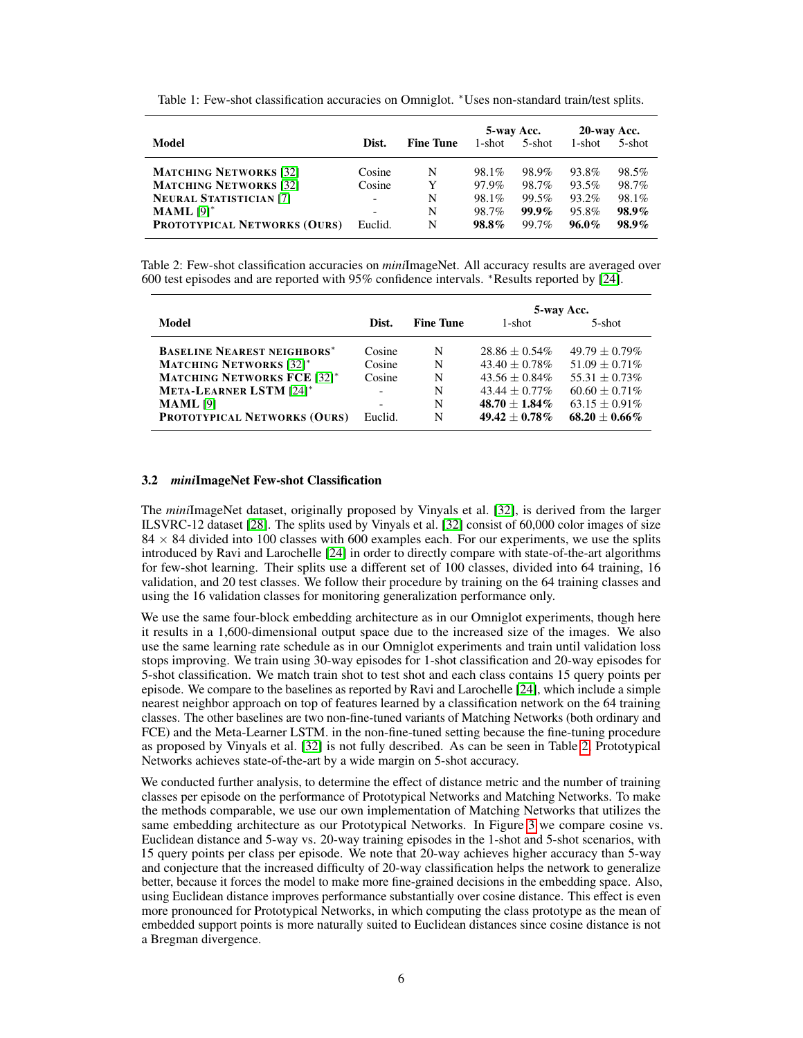Table 1: Few-shot classification accuracies on Omniglot. *Uses non-standard train/test splits.

| Model | Dist. | Fine Tune | 5-way Acc. | | 20-way Acc. | |
|---|---|---|---|---|---|---|
| | | | 1-shot | 5-shot | 1-shot | 5-shot |
| MATCHING NETWORKS [32] | Cosine | N | 98.1% | 98.9% | 93.8% | 98.5% |
| MATCHING NETWORKS [32] | Cosine | Y | 97.9% | 98.7% | 93.5% | 98.7% |
| NEURAL STATISTICIAN [7] | - | N | 98.1% | 99.5% | 93.2% | 98.1% |
| MAML [9]* | - | N | 98.7% | **99.9%** | 95.8% | **98.9%** |
| PROTOTYPICAL NETWORKS (OURS) | Euclid. | N | **98.8%** | 99.7% | **96.0%** | **98.9%** |

Table 2: Few-shot classification accuracies on *mini*ImageNet. All accuracy results are averaged over 600 test episodes and are reported with 95% confidence intervals. *Results reported by [24].

| Model | Dist. | Fine Tune | 5-way Acc. | |
|---|---|---|---|---|
| | | | 1-shot | 5-shot |
| BASELINE NEAREST NEIGHBORS* | Cosine | N | $28.86 \pm 0.54\%$ | $49.79 \pm 0.79\%$ |
| MATCHING NETWORKS [32]* | Cosine | N | $43.40 \pm 0.78\%$ | $51.09 \pm 0.71\%$ |
| MATCHING NETWORKS FCE [32]* | Cosine | N | $43.56 \pm 0.84\%$ | $55.31 \pm 0.73\%$ |
| META-LEARNER LSTM [24]* | - | N | $43.44 \pm 0.77\%$ | $60.60 \pm 0.71\%$ |
| MAML [9] | - | N | $\mathbf{48.70 \pm 1.84\%}$ | $63.15 \pm 0.91\%$ |
| PROTOTYPICAL NETWORKS (OURS) | Euclid. | N | $\mathbf{49.42 \pm 0.78\%}$ | $\mathbf{68.20 \pm 0.66\%}$ |

### 3.2 *mini*ImageNet Few-shot Classification

The *mini*ImageNet dataset, originally proposed by Vinyals et al. [32], is derived from the larger ILSVRC-12 dataset [28]. The splits used by Vinyals et al. [32] consist of 60,000 color images of size $84 \times 84$ divided into 100 classes with 600 examples each. For our experiments, we use the splits introduced by Ravi and Larochelle [24] in order to directly compare with state-of-the-art algorithms for few-shot learning. Their splits use a different set of 100 classes, divided into 64 training, 16 validation, and 20 test classes. We follow their procedure by training on the 64 training classes and using the 16 validation classes for monitoring generalization performance only.

We use the same four-block embedding architecture as in our Omniglot experiments, though here it results in a 1,600-dimensional output space due to the increased size of the images. We also use the same learning rate schedule as in our Omniglot experiments and train until validation loss stops improving. We train using 30-way episodes for 1-shot classification and 20-way episodes for 5-shot classification. We match train shot to test shot and each class contains 15 query points per episode. We compare to the baselines as reported by Ravi and Larochelle [24], which include a simple nearest neighbor approach on top of features learned by a classification network on the 64 training classes. The other baselines are two non-fine-tuned variants of Matching Networks (both ordinary and FCE) and the Meta-Learner LSTM. in the non-fine-tuned setting because the fine-tuning procedure as proposed by Vinyals et al. [32] is not fully described. As can be seen in Table 2, Prototypical Networks achieves state-of-the-art by a wide margin on 5-shot accuracy.

We conducted further analysis, to determine the effect of distance metric and the number of training classes per episode on the performance of Prototypical Networks and Matching Networks. To make the methods comparable, we use our own implementation of Matching Networks that utilizes the same embedding architecture as our Prototypical Networks. In Figure 3 we compare cosine vs. Euclidean distance and 5-way vs. 20-way training episodes in the 1-shot and 5-shot scenarios, with 15 query points per class per episode. We note that 20-way achieves higher accuracy than 5-way and conjecture that the increased difficulty of 20-way classification helps the network to generalize better, because it forces the model to make more fine-grained decisions in the embedding space. Also, using Euclidean distance improves performance substantially over cosine distance. This effect is even more pronounced for Prototypical Networks, in which computing the class prototype as the mean of embedded support points is more naturally suited to Euclidean distances since cosine distance is not a Bregman divergence.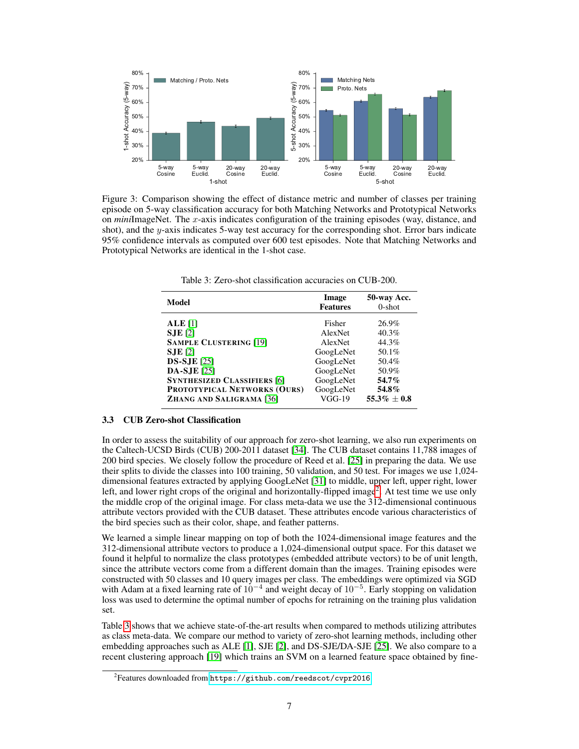Figure 3: Comparison showing the effect of distance metric and number of classes per training episode on 5-way classification accuracy for both Matching Networks and Prototypical Networks on *mini*ImageNet. The $x$-axis indicates configuration of the training episodes (way, distance, and shot), and the $y$-axis indicates 5-way test accuracy for the corresponding shot. Error bars indicate 95% confidence intervals as computed over 600 test episodes. Note that Matching Networks and Prototypical Networks are identical in the 1-shot case.

Table 3: Zero-shot classification accuracies on CUB-200.

| Model | Image Features | 50-way Acc. 0-shot |
|---|---|---|
| **ALE** [1] | Fisher | 26.9% |
| **SJE** [2] | AlexNet | 40.3% |
| **SAMPLE CLUSTERING** [19] | AlexNet | 44.3% |
| **SJE** [2] | GoogLeNet | 50.1% |
| **DS-SJE** [25] | GoogLeNet | 50.4% |
| **DA-SJE** [25] | GoogLeNet | 50.9% |
| **SYNTHESIZED CLASSIFIERS** [6] | GoogLeNet | ***54.7%*** |
| **PROTOTYPICAL NETWORKS (OURS)** | GoogLeNet | ***54.8%*** |
| **ZHANG AND SALIGRAMA** [36] | VGG-19 | **55.3%** $\pm$ **0.8** |

### 3.3 CUB Zero-shot Classification

In order to assess the suitability of our approach for zero-shot learning, we also run experiments on the Caltech-UCSD Birds (CUB) 200-2011 dataset [34]. The CUB dataset contains 11,788 images of 200 bird species. We closely follow the procedure of Reed et al. [25] in preparing the data. We use their splits to divide the classes into 100 training, 50 validation, and 50 test. For images we use 1,024-dimensional features extracted by applying GoogLeNet [31] to middle, upper left, upper right, lower left, and lower right crops of the original and horizontally-flipped image[2]. At test time we use only the middle crop of the original image. For class meta-data we use the 312-dimensional continuous attribute vectors provided with the CUB dataset. These attributes encode various characteristics of the bird species such as their color, shape, and feather patterns.

We learned a simple linear mapping on top of both the 1024-dimensional image features and the 312-dimensional attribute vectors to produce a 1,024-dimensional output space. For this dataset we found it helpful to normalize the class prototypes (embedded attribute vectors) to be of unit length, since the attribute vectors come from a different domain than the images. Training episodes were constructed with 50 classes and 10 query images per class. The embeddings were optimized via SGD with Adam at a fixed learning rate of $10^{-4}$ and weight decay of $10^{-5}$. Early stopping on validation loss was used to determine the optimal number of epochs for retraining on the training plus validation set.

Table 3 shows that we achieve state-of-the-art results when compared to methods utilizing attributes as class meta-data. We compare our method to variety of zero-shot learning methods, including other embedding approaches such as ALE [1], SJE [2], and DS-SJE/DA-SJE [25]. We also compare to a recent clustering approach [19] which trains an SVM on a learned feature space obtained by fine-

[2]Features downloaded from https://github.com/reedscot/cvpr2016.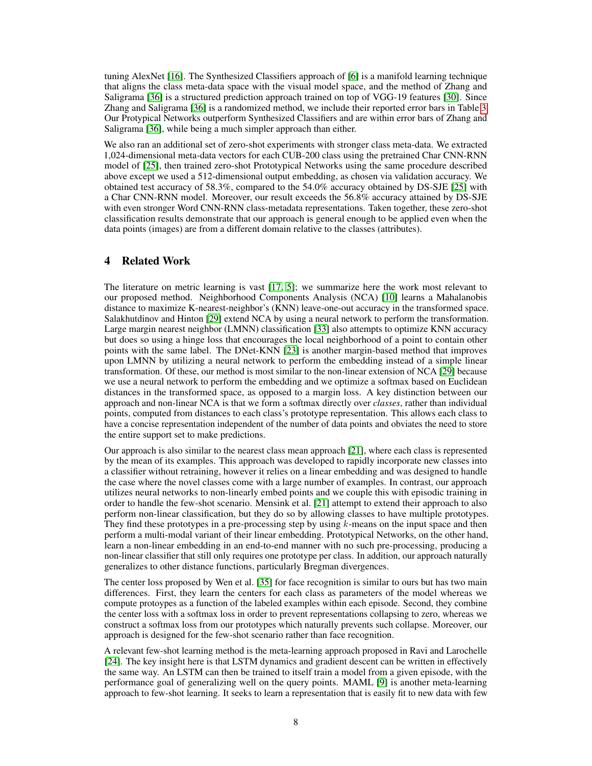tuning AlexNet [16]. The Synthesized Classifiers approach of [6] is a manifold learning technique that aligns the class meta-data space with the visual model space, and the method of Zhang and Saligrama [36] is a structured prediction approach trained on top of VGG-19 features [30]. Since Zhang and Saligrama [36] is a randomized method, we include their reported error bars in Table 3. Our Protypical Networks outperform Synthesized Classifiers and are within error bars of Zhang and Saligrama [36], while being a much simpler approach than either.

We also ran an additional set of zero-shot experiments with stronger class meta-data. We extracted 1,024-dimensional meta-data vectors for each CUB-200 class using the pretrained Char CNN-RNN model of [25], then trained zero-shot Prototypical Networks using the same procedure described above except we used a 512-dimensional output embedding, as chosen via validation accuracy. We obtained test accuracy of 58.3%, compared to the 54.0% accuracy obtained by DS-SJE [25] with a Char CNN-RNN model. Moreover, our result exceeds the 56.8% accuracy attained by DS-SJE with even stronger Word CNN-RNN class-metadata representations. Taken together, these zero-shot classification results demonstrate that our approach is general enough to be applied even when the data points (images) are from a different domain relative to the classes (attributes).

## 4 Related Work

The literature on metric learning is vast [17, 5]; we summarize here the work most relevant to our proposed method. Neighborhood Components Analysis (NCA) [10] learns a Mahalanobis distance to maximize K-nearest-neighbor's (KNN) leave-one-out accuracy in the transformed space. Salakhutdinov and Hinton [29] extend NCA by using a neural network to perform the transformation. Large margin nearest neighbor (LMNN) classification [33] also attempts to optimize KNN accuracy but does so using a hinge loss that encourages the local neighborhood of a point to contain other points with the same label. The DNet-KNN [23] is another margin-based method that improves upon LMNN by utilizing a neural network to perform the embedding instead of a simple linear transformation. Of these, our method is most similar to the non-linear extension of NCA [29] because we use a neural network to perform the embedding and we optimize a softmax based on Euclidean distances in the transformed space, as opposed to a margin loss. A key distinction between our approach and non-linear NCA is that we form a softmax directly over *classes*, rather than individual points, computed from distances to each class's prototype representation. This allows each class to have a concise representation independent of the number of data points and obviates the need to store the entire support set to make predictions.

Our approach is also similar to the nearest class mean approach [21], where each class is represented by the mean of its examples. This approach was developed to rapidly incorporate new classes into a classifier without retraining, however it relies on a linear embedding and was designed to handle the case where the novel classes come with a large number of examples. In contrast, our approach utilizes neural networks to non-linearly embed points and we couple this with episodic training in order to handle the few-shot scenario. Mensink et al. [21] attempt to extend their approach to also perform non-linear classification, but they do so by allowing classes to have multiple prototypes. They find these prototypes in a pre-processing step by using $k$-means on the input space and then perform a multi-modal variant of their linear embedding. Prototypical Networks, on the other hand, learn a non-linear embedding in an end-to-end manner with no such pre-processing, producing a non-linear classifier that still only requires one prototype per class. In addition, our approach naturally generalizes to other distance functions, particularly Bregman divergences.

The center loss proposed by Wen et al. [35] for face recognition is similar to ours but has two main differences. First, they learn the centers for each class as parameters of the model whereas we compute protoypes as a function of the labeled examples within each episode. Second, they combine the center loss with a softmax loss in order to prevent representations collapsing to zero, whereas we construct a softmax loss from our prototypes which naturally prevents such collapse. Moreover, our approach is designed for the few-shot scenario rather than face recognition.

A relevant few-shot learning method is the meta-learning approach proposed in Ravi and Larochelle [24]. The key insight here is that LSTM dynamics and gradient descent can be written in effectively the same way. An LSTM can then be trained to itself train a model from a given episode, with the performance goal of generalizing well on the query points. MAML [9] is another meta-learning approach to few-shot learning. It seeks to learn a representation that is easily fit to new data with few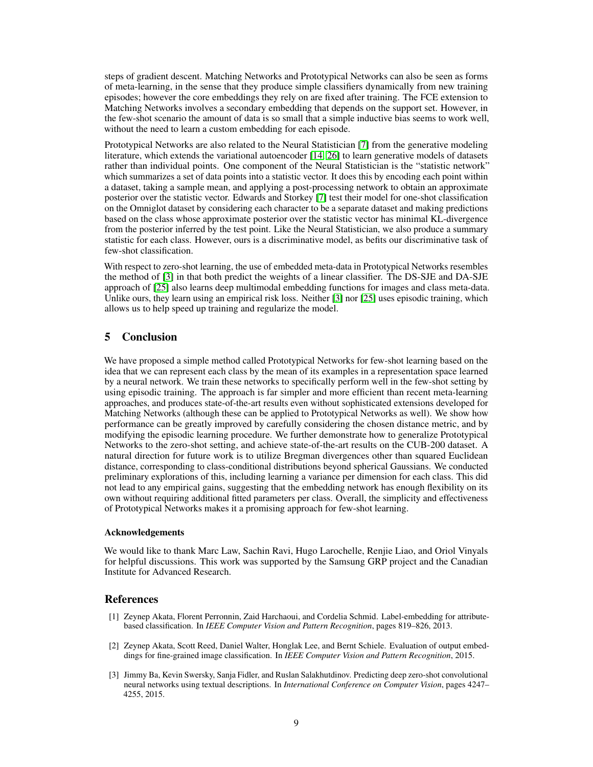steps of gradient descent. Matching Networks and Prototypical Networks can also be seen as forms of meta-learning, in the sense that they produce simple classifiers dynamically from new training episodes; however the core embeddings they rely on are fixed after training. The FCE extension to Matching Networks involves a secondary embedding that depends on the support set. However, in the few-shot scenario the amount of data is so small that a simple inductive bias seems to work well, without the need to learn a custom embedding for each episode.

Prototypical Networks are also related to the Neural Statistician [7] from the generative modeling literature, which extends the variational autoencoder [14, 26] to learn generative models of datasets rather than individual points. One component of the Neural Statistician is the "statistic network" which summarizes a set of data points into a statistic vector. It does this by encoding each point within a dataset, taking a sample mean, and applying a post-processing network to obtain an approximate posterior over the statistic vector. Edwards and Storkey [7] test their model for one-shot classification on the Omniglot dataset by considering each character to be a separate dataset and making predictions based on the class whose approximate posterior over the statistic vector has minimal KL-divergence from the posterior inferred by the test point. Like the Neural Statistician, we also produce a summary statistic for each class. However, ours is a discriminative model, as befits our discriminative task of few-shot classification.

With respect to zero-shot learning, the use of embedded meta-data in Prototypical Networks resembles the method of [3] in that both predict the weights of a linear classifier. The DS-SJE and DA-SJE approach of [25] also learns deep multimodal embedding functions for images and class meta-data. Unlike ours, they learn using an empirical risk loss. Neither [3] nor [25] uses episodic training, which allows us to help speed up training and regularize the model.

## 5 Conclusion

We have proposed a simple method called Prototypical Networks for few-shot learning based on the idea that we can represent each class by the mean of its examples in a representation space learned by a neural network. We train these networks to specifically perform well in the few-shot setting by using episodic training. The approach is far simpler and more efficient than recent meta-learning approaches, and produces state-of-the-art results even without sophisticated extensions developed for Matching Networks (although these can be applied to Prototypical Networks as well). We show how performance can be greatly improved by carefully considering the chosen distance metric, and by modifying the episodic learning procedure. We further demonstrate how to generalize Prototypical Networks to the zero-shot setting, and achieve state-of-the-art results on the CUB-200 dataset. A natural direction for future work is to utilize Bregman divergences other than squared Euclidean distance, corresponding to class-conditional distributions beyond spherical Gaussians. We conducted preliminary explorations of this, including learning a variance per dimension for each class. This did not lead to any empirical gains, suggesting that the embedding network has enough flexibility on its own without requiring additional fitted parameters per class. Overall, the simplicity and effectiveness of Prototypical Networks makes it a promising approach for few-shot learning.

#### Acknowledgements

We would like to thank Marc Law, Sachin Ravi, Hugo Larochelle, Renjie Liao, and Oriol Vinyals for helpful discussions. This work was supported by the Samsung GRP project and the Canadian Institute for Advanced Research.

## References

[1] Zeynep Akata, Florent Perronnin, Zaid Harchaoui, and Cordelia Schmid. Label-embedding for attribute-based classification. In *IEEE Computer Vision and Pattern Recognition*, pages 819–826, 2013.

[2] Zeynep Akata, Scott Reed, Daniel Walter, Honglak Lee, and Bernt Schiele. Evaluation of output embeddings for fine-grained image classification. In *IEEE Computer Vision and Pattern Recognition*, 2015.

[3] Jimmy Ba, Kevin Swersky, Sanja Fidler, and Ruslan Salakhutdinov. Predicting deep zero-shot convolutional neural networks using textual descriptions. In *International Conference on Computer Vision*, pages 4247–4255, 2015.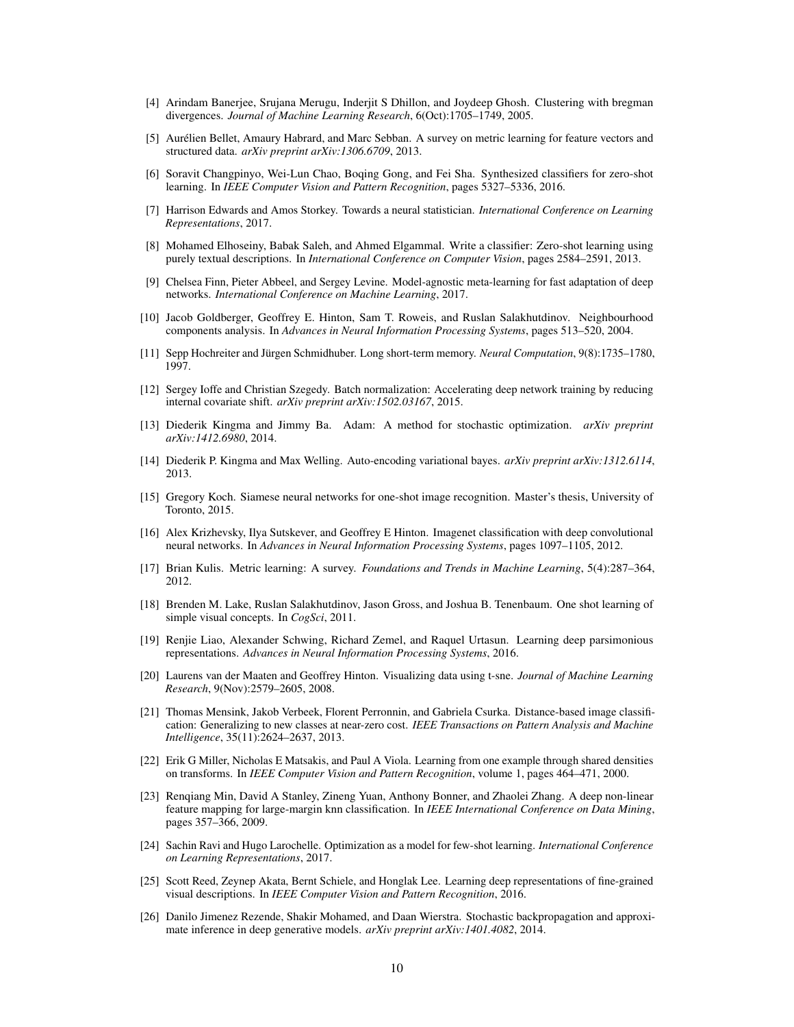[4] Arindam Banerjee, Srujana Merugu, Inderjit S Dhillon, and Joydeep Ghosh. Clustering with bregman divergences. *Journal of Machine Learning Research*, 6(Oct):1705–1749, 2005.

[5] Aurélien Bellet, Amaury Habrard, and Marc Sebban. A survey on metric learning for feature vectors and structured data. *arXiv preprint arXiv:1306.6709*, 2013.

[6] Soravit Changpinyo, Wei-Lun Chao, Boqing Gong, and Fei Sha. Synthesized classifiers for zero-shot learning. In *IEEE Computer Vision and Pattern Recognition*, pages 5327–5336, 2016.

[7] Harrison Edwards and Amos Storkey. Towards a neural statistician. *International Conference on Learning Representations*, 2017.

[8] Mohamed Elhoseiny, Babak Saleh, and Ahmed Elgammal. Write a classifier: Zero-shot learning using purely textual descriptions. In *International Conference on Computer Vision*, pages 2584–2591, 2013.

[9] Chelsea Finn, Pieter Abbeel, and Sergey Levine. Model-agnostic meta-learning for fast adaptation of deep networks. *International Conference on Machine Learning*, 2017.

[10] Jacob Goldberger, Geoffrey E. Hinton, Sam T. Roweis, and Ruslan Salakhutdinov. Neighbourhood components analysis. In *Advances in Neural Information Processing Systems*, pages 513–520, 2004.

[11] Sepp Hochreiter and Jürgen Schmidhuber. Long short-term memory. *Neural Computation*, 9(8):1735–1780, 1997.

[12] Sergey Ioffe and Christian Szegedy. Batch normalization: Accelerating deep network training by reducing internal covariate shift. *arXiv preprint arXiv:1502.03167*, 2015.

[13] Diederik Kingma and Jimmy Ba. Adam: A method for stochastic optimization. *arXiv preprint arXiv:1412.6980*, 2014.

[14] Diederik P. Kingma and Max Welling. Auto-encoding variational bayes. *arXiv preprint arXiv:1312.6114*, 2013.

[15] Gregory Koch. Siamese neural networks for one-shot image recognition. Master's thesis, University of Toronto, 2015.

[16] Alex Krizhevsky, Ilya Sutskever, and Geoffrey E Hinton. Imagenet classification with deep convolutional neural networks. In *Advances in Neural Information Processing Systems*, pages 1097–1105, 2012.

[17] Brian Kulis. Metric learning: A survey. *Foundations and Trends in Machine Learning*, 5(4):287–364, 2012.

[18] Brenden M. Lake, Ruslan Salakhutdinov, Jason Gross, and Joshua B. Tenenbaum. One shot learning of simple visual concepts. In *CogSci*, 2011.

[19] Renjie Liao, Alexander Schwing, Richard Zemel, and Raquel Urtasun. Learning deep parsimonious representations. *Advances in Neural Information Processing Systems*, 2016.

[20] Laurens van der Maaten and Geoffrey Hinton. Visualizing data using t-sne. *Journal of Machine Learning Research*, 9(Nov):2579–2605, 2008.

[21] Thomas Mensink, Jakob Verbeek, Florent Perronnin, and Gabriela Csurka. Distance-based image classification: Generalizing to new classes at near-zero cost. *IEEE Transactions on Pattern Analysis and Machine Intelligence*, 35(11):2624–2637, 2013.

[22] Erik G Miller, Nicholas E Matsakis, and Paul A Viola. Learning from one example through shared densities on transforms. In *IEEE Computer Vision and Pattern Recognition*, volume 1, pages 464–471, 2000.

[23] Renqiang Min, David A Stanley, Zineng Yuan, Anthony Bonner, and Zhaolei Zhang. A deep non-linear feature mapping for large-margin knn classification. In *IEEE International Conference on Data Mining*, pages 357–366, 2009.

[24] Sachin Ravi and Hugo Larochelle. Optimization as a model for few-shot learning. *International Conference on Learning Representations*, 2017.

[25] Scott Reed, Zeynep Akata, Bernt Schiele, and Honglak Lee. Learning deep representations of fine-grained visual descriptions. In *IEEE Computer Vision and Pattern Recognition*, 2016.

[26] Danilo Jimenez Rezende, Shakir Mohamed, and Daan Wierstra. Stochastic backpropagation and approximate inference in deep generative models. *arXiv preprint arXiv:1401.4082*, 2014.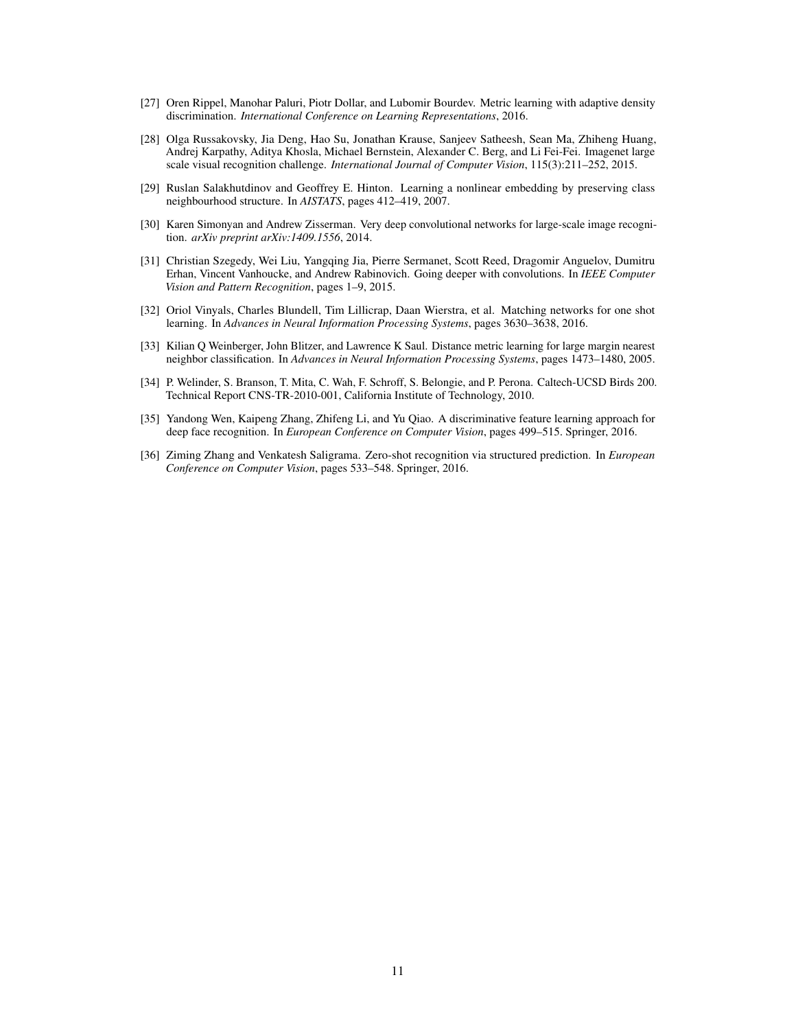[27] Oren Rippel, Manohar Paluri, Piotr Dollar, and Lubomir Bourdev. Metric learning with adaptive density discrimination. *International Conference on Learning Representations*, 2016.

[28] Olga Russakovsky, Jia Deng, Hao Su, Jonathan Krause, Sanjeev Satheesh, Sean Ma, Zhiheng Huang, Andrej Karpathy, Aditya Khosla, Michael Bernstein, Alexander C. Berg, and Li Fei-Fei. Imagenet large scale visual recognition challenge. *International Journal of Computer Vision*, 115(3):211–252, 2015.

[29] Ruslan Salakhutdinov and Geoffrey E. Hinton. Learning a nonlinear embedding by preserving class neighbourhood structure. In *AISTATS*, pages 412–419, 2007.

[30] Karen Simonyan and Andrew Zisserman. Very deep convolutional networks for large-scale image recognition. *arXiv preprint arXiv:1409.1556*, 2014.

[31] Christian Szegedy, Wei Liu, Yangqing Jia, Pierre Sermanet, Scott Reed, Dragomir Anguelov, Dumitru Erhan, Vincent Vanhoucke, and Andrew Rabinovich. Going deeper with convolutions. In *IEEE Computer Vision and Pattern Recognition*, pages 1–9, 2015.

[32] Oriol Vinyals, Charles Blundell, Tim Lillicrap, Daan Wierstra, et al. Matching networks for one shot learning. In *Advances in Neural Information Processing Systems*, pages 3630–3638, 2016.

[33] Kilian Q Weinberger, John Blitzer, and Lawrence K Saul. Distance metric learning for large margin nearest neighbor classification. In *Advances in Neural Information Processing Systems*, pages 1473–1480, 2005.

[34] P. Welinder, S. Branson, T. Mita, C. Wah, F. Schroff, S. Belongie, and P. Perona. Caltech-UCSD Birds 200. Technical Report CNS-TR-2010-001, California Institute of Technology, 2010.

[35] Yandong Wen, Kaipeng Zhang, Zhifeng Li, and Yu Qiao. A discriminative feature learning approach for deep face recognition. In *European Conference on Computer Vision*, pages 499–515. Springer, 2016.

[36] Ziming Zhang and Venkatesh Saligrama. Zero-shot recognition via structured prediction. In *European Conference on Computer Vision*, pages 533–548. Springer, 2016.